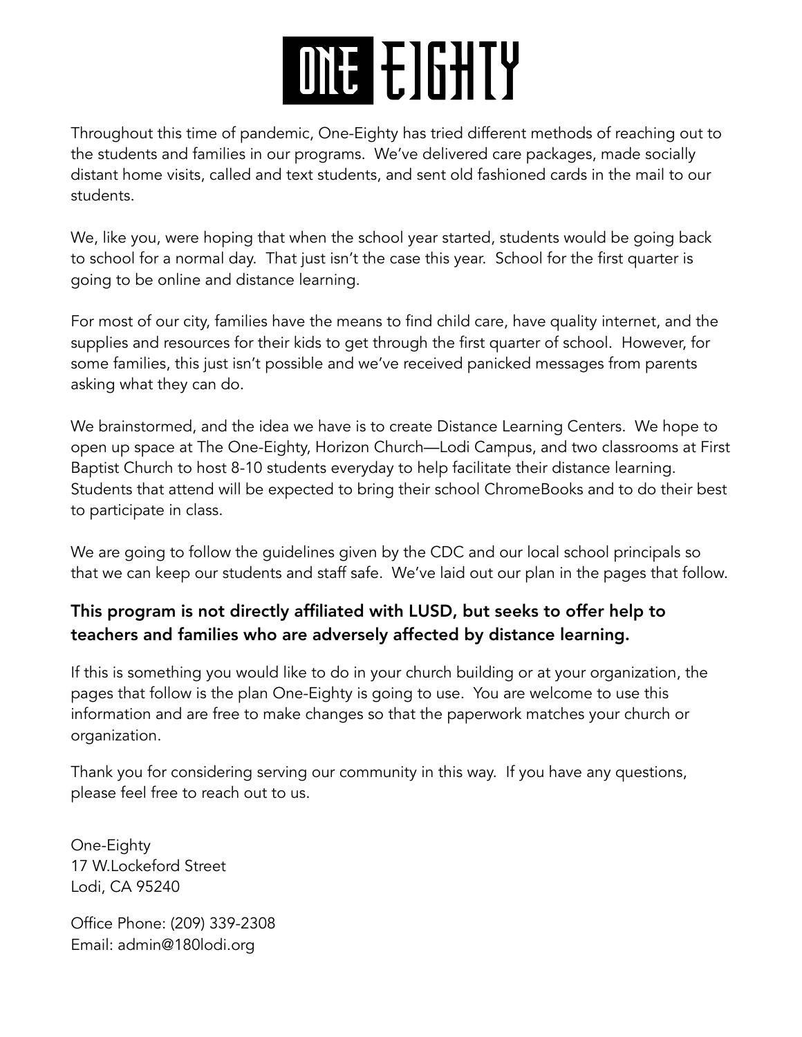# ONE EIGHTY

Throughout this time of pandemic, One-Eighty has tried different methods of reaching out to the students and families in our programs. We've delivered care packages, made socially distant home visits, called and text students, and sent old fashioned cards in the mail to our students.

We, like you, were hoping that when the school year started, students would be going back to school for a normal day. That just isn't the case this year. School for the first quarter is going to be online and distance learning.

For most of our city, families have the means to find child care, have quality internet, and the supplies and resources for their kids to get through the first quarter of school. However, for some families, this just isn't possible and we've received panicked messages from parents asking what they can do.

We brainstormed, and the idea we have is to create Distance Learning Centers. We hope to open up space at The One-Eighty, Horizon Church—Lodi Campus, and two classrooms at First Baptist Church to host 8-10 students everyday to help facilitate their distance learning. Students that attend will be expected to bring their school ChromeBooks and to do their best to participate in class.

We are going to follow the guidelines given by the CDC and our local school principals so that we can keep our students and staff safe. We've laid out our plan in the pages that follow.

**This program is not directly affiliated with LUSD, but seeks to offer help to teachers and families who are adversely affected by distance learning.**

If this is something you would like to do in your church building or at your organization, the pages that follow is the plan One-Eighty is going to use. You are welcome to use this information and are free to make changes so that the paperwork matches your church or organization.

Thank you for considering serving our community in this way. If you have any questions, please feel free to reach out to us.

One-Eighty
17 W.Lockeford Street
Lodi, CA 95240

Office Phone: (209) 339-2308
Email: admin@180lodi.org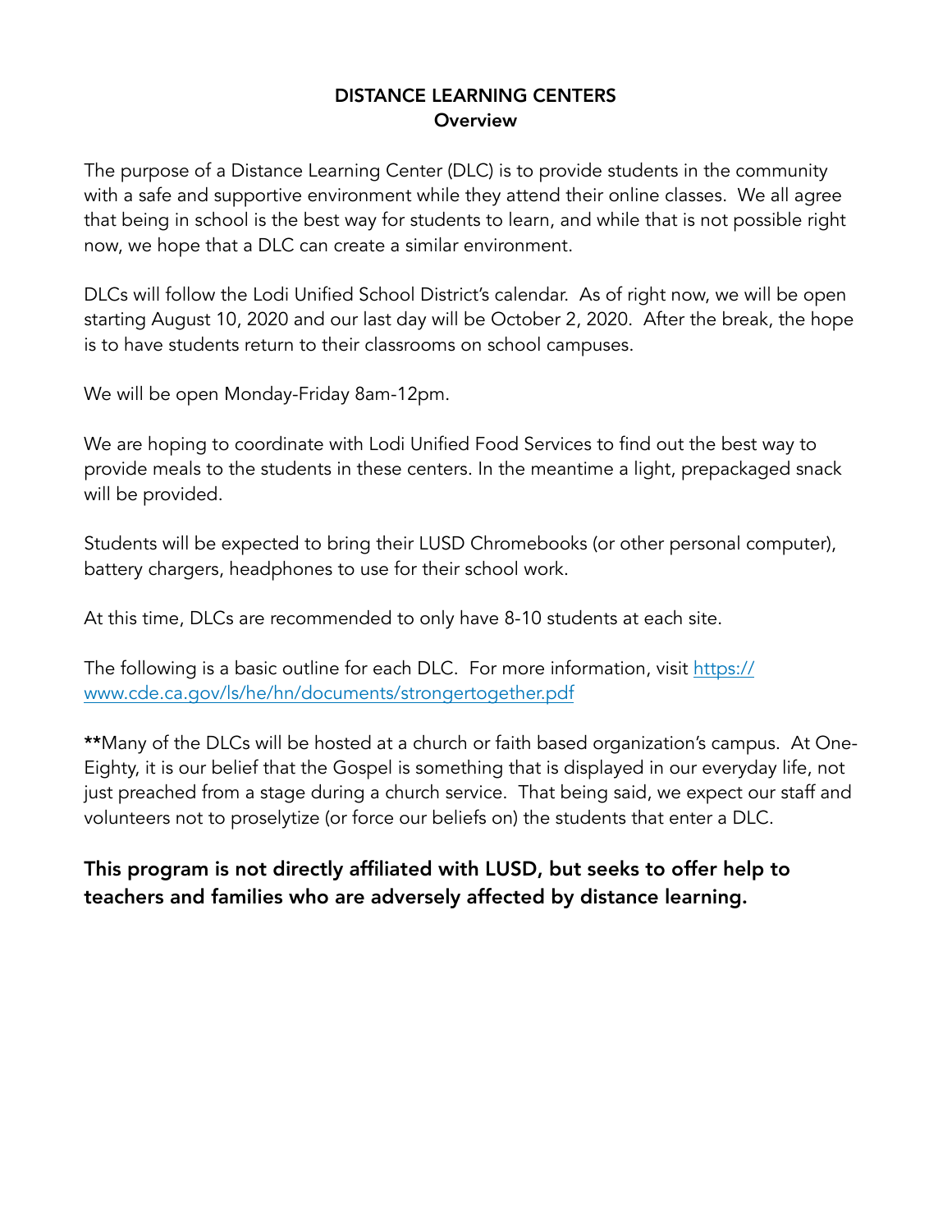## DISTANCE LEARNING CENTERS
### Overview

The purpose of a Distance Learning Center (DLC) is to provide students in the community with a safe and supportive environment while they attend their online classes. We all agree that being in school is the best way for students to learn, and while that is not possible right now, we hope that a DLC can create a similar environment.

DLCs will follow the Lodi Unified School District's calendar. As of right now, we will be open starting August 10, 2020 and our last day will be October 2, 2020. After the break, the hope is to have students return to their classrooms on school campuses.

We will be open Monday-Friday 8am-12pm.

We are hoping to coordinate with Lodi Unified Food Services to find out the best way to provide meals to the students in these centers. In the meantime a light, prepackaged snack will be provided.

Students will be expected to bring their LUSD Chromebooks (or other personal computer), battery chargers, headphones to use for their school work.

At this time, DLCs are recommended to only have 8-10 students at each site.

The following is a basic outline for each DLC. For more information, visit [https://www.cde.ca.gov/ls/he/hn/documents/strongertogether.pdf](https://www.cde.ca.gov/ls/he/hn/documents/strongertogether.pdf)

**Many of the DLCs will be hosted at a church or faith based organization's campus. At One-Eighty, it is our belief that the Gospel is something that is displayed in our everyday life, not just preached from a stage during a church service. That being said, we expect our staff and volunteers not to proselytize (or force our beliefs on) the students that enter a DLC.

**This program is not directly affiliated with LUSD, but seeks to offer help to teachers and families who are adversely affected by distance learning.**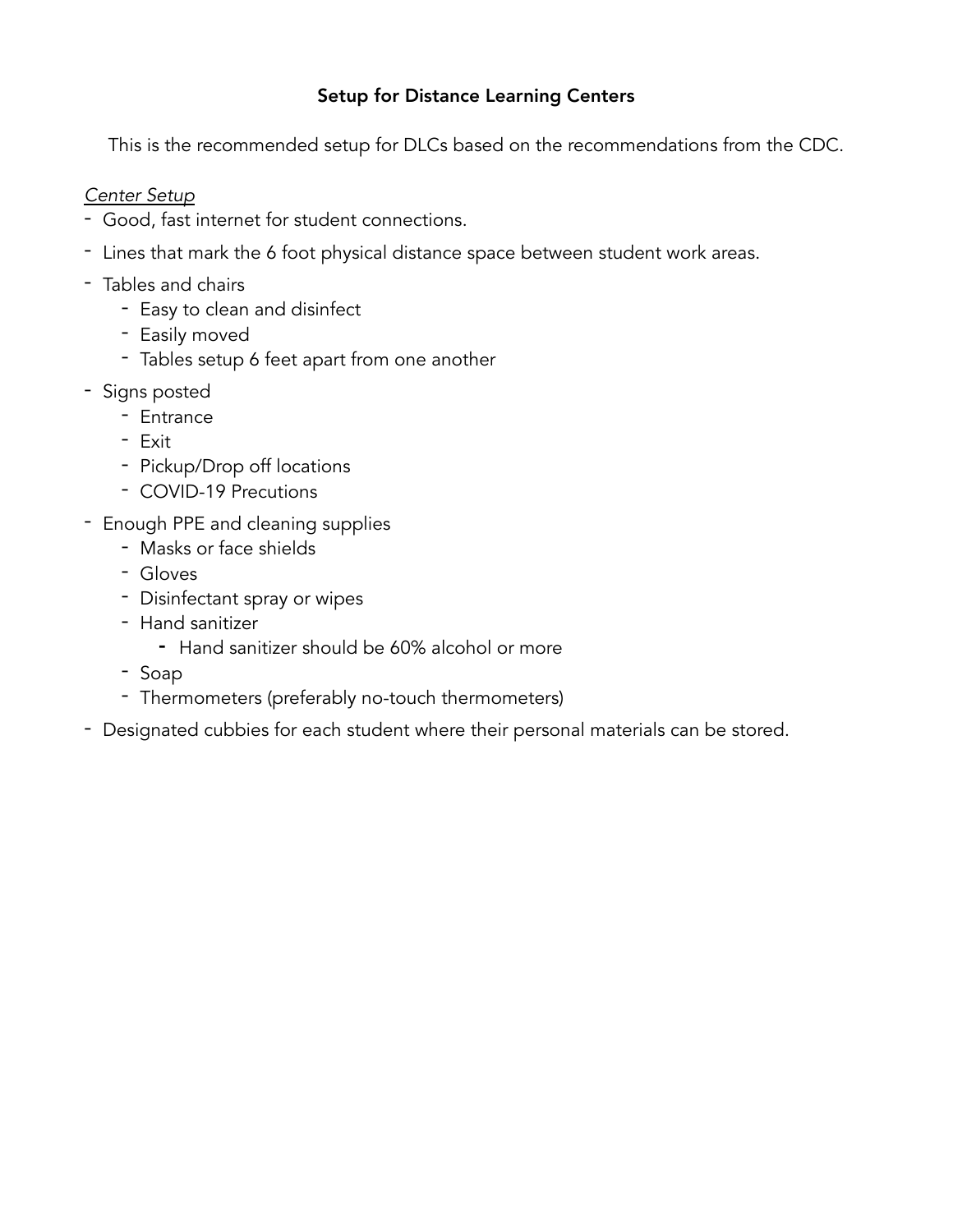**Setup for Distance Learning Centers**

This is the recommended setup for DLCs based on the recommendations from the CDC.

*Center Setup*

- Good, fast internet for student connections.
- Lines that mark the 6 foot physical distance space between student work areas.
- Tables and chairs
  - Easy to clean and disinfect
  - Easily moved
  - Tables setup 6 feet apart from one another
- Signs posted
  - Entrance
  - Exit
  - Pickup/Drop off locations
  - COVID-19 Precutions
- Enough PPE and cleaning supplies
  - Masks or face shields
  - Gloves
  - Disinfectant spray or wipes
  - Hand sanitizer
    - Hand sanitizer should be 60% alcohol or more
  - Soap
  - Thermometers (preferably no-touch thermometers)
- Designated cubbies for each student where their personal materials can be stored.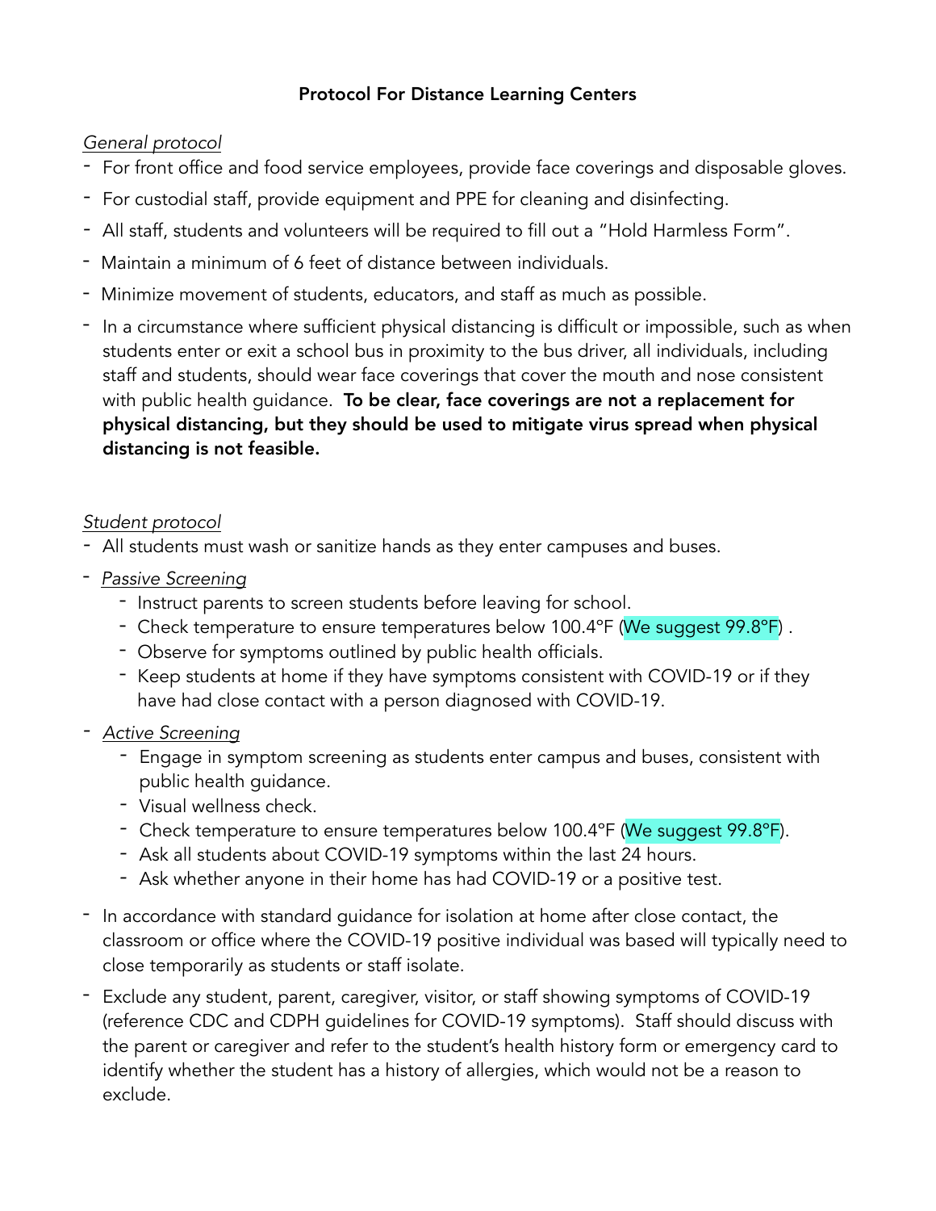# Protocol For Distance Learning Centers

*General protocol*

- For front office and food service employees, provide face coverings and disposable gloves.
- For custodial staff, provide equipment and PPE for cleaning and disinfecting.
- All staff, students and volunteers will be required to fill out a "Hold Harmless Form".
- Maintain a minimum of 6 feet of distance between individuals.
- Minimize movement of students, educators, and staff as much as possible.
- In a circumstance where sufficient physical distancing is difficult or impossible, such as when students enter or exit a school bus in proximity to the bus driver, all individuals, including staff and students, should wear face coverings that cover the mouth and nose consistent with public health guidance. **To be clear, face coverings are not a replacement for physical distancing, but they should be used to mitigate virus spread when physical distancing is not feasible.**

*Student protocol*

- All students must wash or sanitize hands as they enter campuses and buses.
- *Passive Screening*
  - Instruct parents to screen students before leaving for school.
  - Check temperature to ensure temperatures below 100.4°F (We suggest 99.8°F) .
  - Observe for symptoms outlined by public health officials.
  - Keep students at home if they have symptoms consistent with COVID-19 or if they have had close contact with a person diagnosed with COVID-19.
- *Active Screening*
  - Engage in symptom screening as students enter campus and buses, consistent with public health guidance.
  - Visual wellness check.
  - Check temperature to ensure temperatures below 100.4°F (We suggest 99.8°F).
  - Ask all students about COVID-19 symptoms within the last 24 hours.
  - Ask whether anyone in their home has had COVID-19 or a positive test.
- In accordance with standard guidance for isolation at home after close contact, the classroom or office where the COVID-19 positive individual was based will typically need to close temporarily as students or staff isolate.
- Exclude any student, parent, caregiver, visitor, or staff showing symptoms of COVID-19 (reference CDC and CDPH guidelines for COVID-19 symptoms). Staff should discuss with the parent or caregiver and refer to the student's health history form or emergency card to identify whether the student has a history of allergies, which would not be a reason to exclude.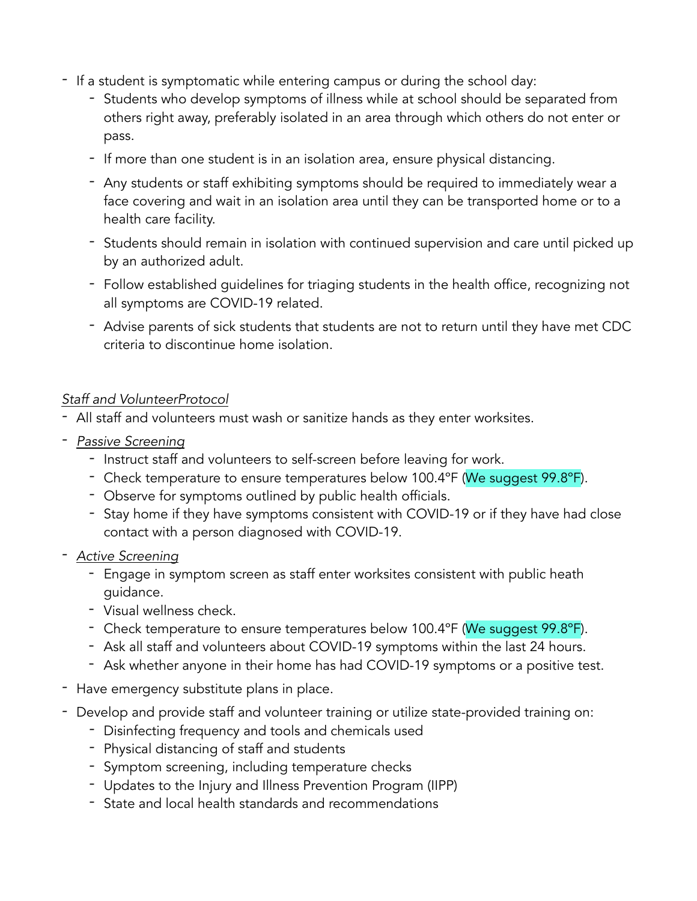- If a student is symptomatic while entering campus or during the school day:
  - Students who develop symptoms of illness while at school should be separated from others right away, preferably isolated in an area through which others do not enter or pass.
  - If more than one student is in an isolation area, ensure physical distancing.
  - Any students or staff exhibiting symptoms should be required to immediately wear a face covering and wait in an isolation area until they can be transported home or to a health care facility.
  - Students should remain in isolation with continued supervision and care until picked up by an authorized adult.
  - Follow established guidelines for triaging students in the health office, recognizing not all symptoms are COVID-19 related.
  - Advise parents of sick students that students are not to return until they have met CDC criteria to discontinue home isolation.

*Staff and VolunteerProtocol*

- All staff and volunteers must wash or sanitize hands as they enter worksites.
- *Passive Screening*
  - Instruct staff and volunteers to self-screen before leaving for work.
  - Check temperature to ensure temperatures below 100.4°F (We suggest 99.8°F).
  - Observe for symptoms outlined by public health officials.
  - Stay home if they have symptoms consistent with COVID-19 or if they have had close contact with a person diagnosed with COVID-19.
- *Active Screening*
  - Engage in symptom screen as staff enter worksites consistent with public heath guidance.
  - Visual wellness check.
  - Check temperature to ensure temperatures below 100.4°F (We suggest 99.8°F).
  - Ask all staff and volunteers about COVID-19 symptoms within the last 24 hours.
  - Ask whether anyone in their home has had COVID-19 symptoms or a positive test.
- Have emergency substitute plans in place.
- Develop and provide staff and volunteer training or utilize state-provided training on:
  - Disinfecting frequency and tools and chemicals used
  - Physical distancing of staff and students
  - Symptom screening, including temperature checks
  - Updates to the Injury and Illness Prevention Program (IIPP)
  - State and local health standards and recommendations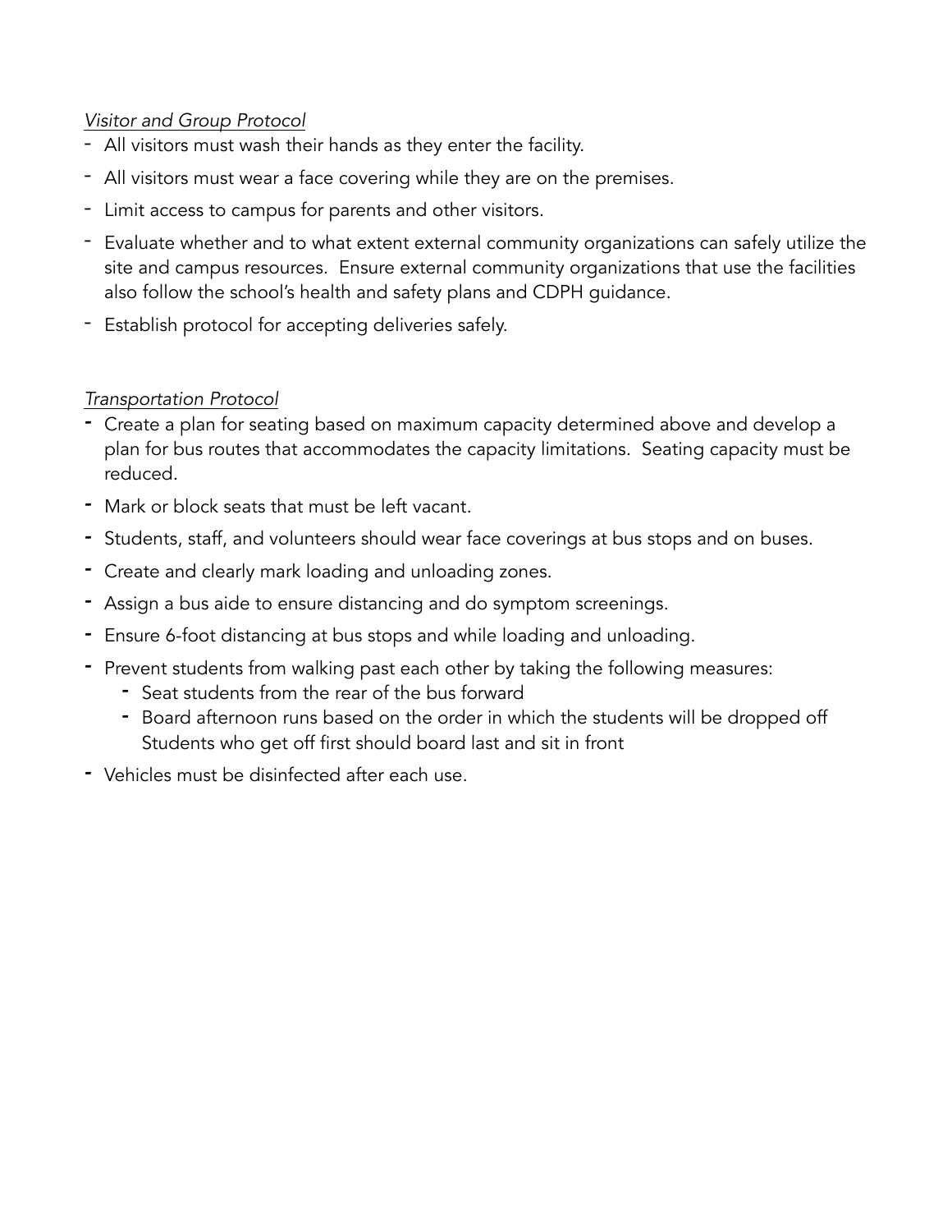*Visitor and Group Protocol*

- All visitors must wash their hands as they enter the facility.
- All visitors must wear a face covering while they are on the premises.
- Limit access to campus for parents and other visitors.
- Evaluate whether and to what extent external community organizations can safely utilize the site and campus resources. Ensure external community organizations that use the facilities also follow the school's health and safety plans and CDPH guidance.
- Establish protocol for accepting deliveries safely.

*Transportation Protocol*

- Create a plan for seating based on maximum capacity determined above and develop a plan for bus routes that accommodates the capacity limitations. Seating capacity must be reduced.
- Mark or block seats that must be left vacant.
- Students, staff, and volunteers should wear face coverings at bus stops and on buses.
- Create and clearly mark loading and unloading zones.
- Assign a bus aide to ensure distancing and do symptom screenings.
- Ensure 6-foot distancing at bus stops and while loading and unloading.
- Prevent students from walking past each other by taking the following measures:
  - Seat students from the rear of the bus forward
  - Board afternoon runs based on the order in which the students will be dropped off Students who get off first should board last and sit in front
- Vehicles must be disinfected after each use.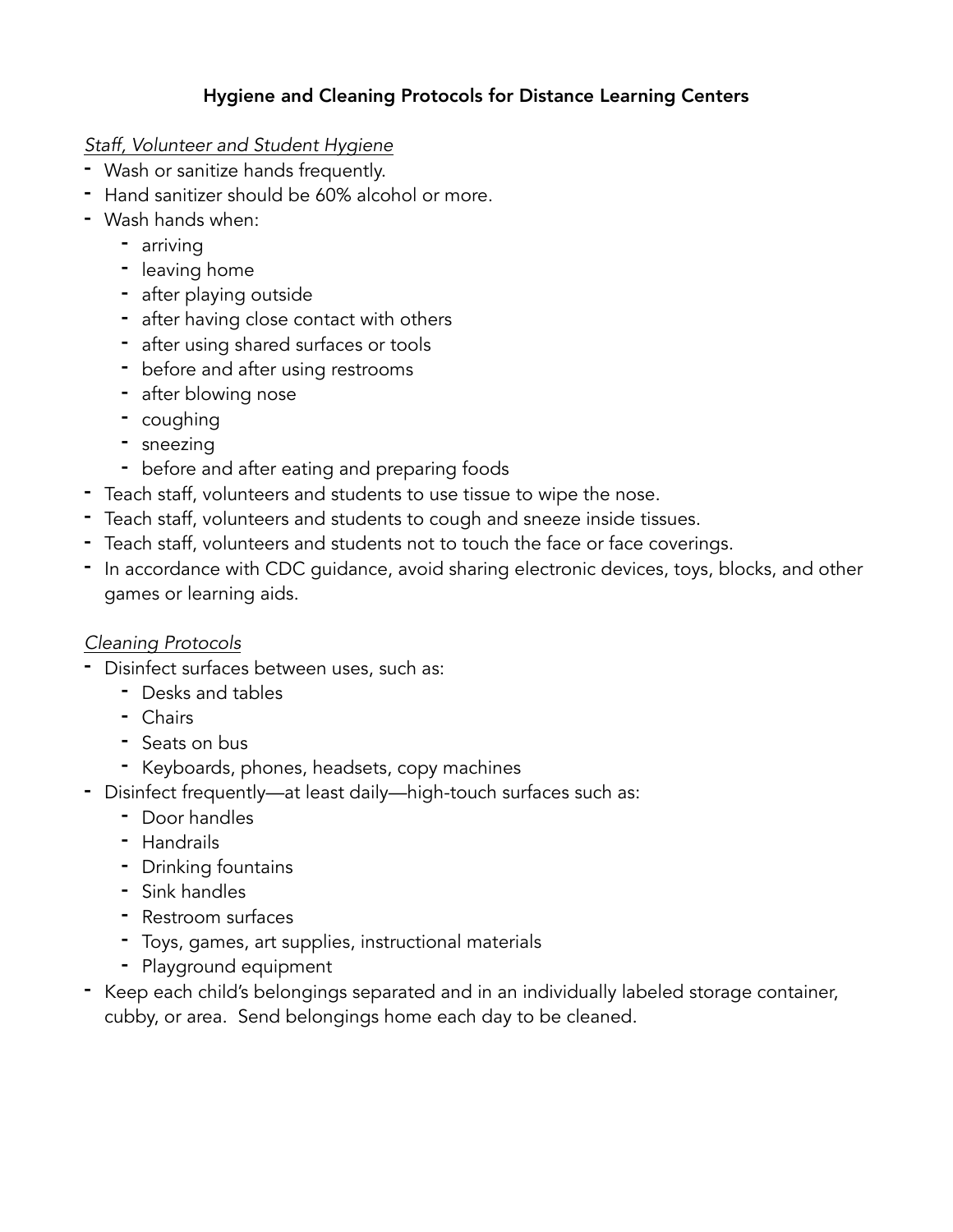**Hygiene and Cleaning Protocols for Distance Learning Centers**

*Staff, Volunteer and Student Hygiene*

- Wash or sanitize hands frequently.
- Hand sanitizer should be 60% alcohol or more.
- Wash hands when:
    - arriving
    - leaving home
    - after playing outside
    - after having close contact with others
    - after using shared surfaces or tools
    - before and after using restrooms
    - after blowing nose
    - coughing
    - sneezing
    - before and after eating and preparing foods
- Teach staff, volunteers and students to use tissue to wipe the nose.
- Teach staff, volunteers and students to cough and sneeze inside tissues.
- Teach staff, volunteers and students not to touch the face or face coverings.
- In accordance with CDC guidance, avoid sharing electronic devices, toys, blocks, and other games or learning aids.

*Cleaning Protocols*

- Disinfect surfaces between uses, such as:
    - Desks and tables
    - Chairs
    - Seats on bus
    - Keyboards, phones, headsets, copy machines
- Disinfect frequently—at least daily—high-touch surfaces such as:
    - Door handles
    - Handrails
    - Drinking fountains
    - Sink handles
    - Restroom surfaces
    - Toys, games, art supplies, instructional materials
    - Playground equipment
- Keep each child's belongings separated and in an individually labeled storage container, cubby, or area. Send belongings home each day to be cleaned.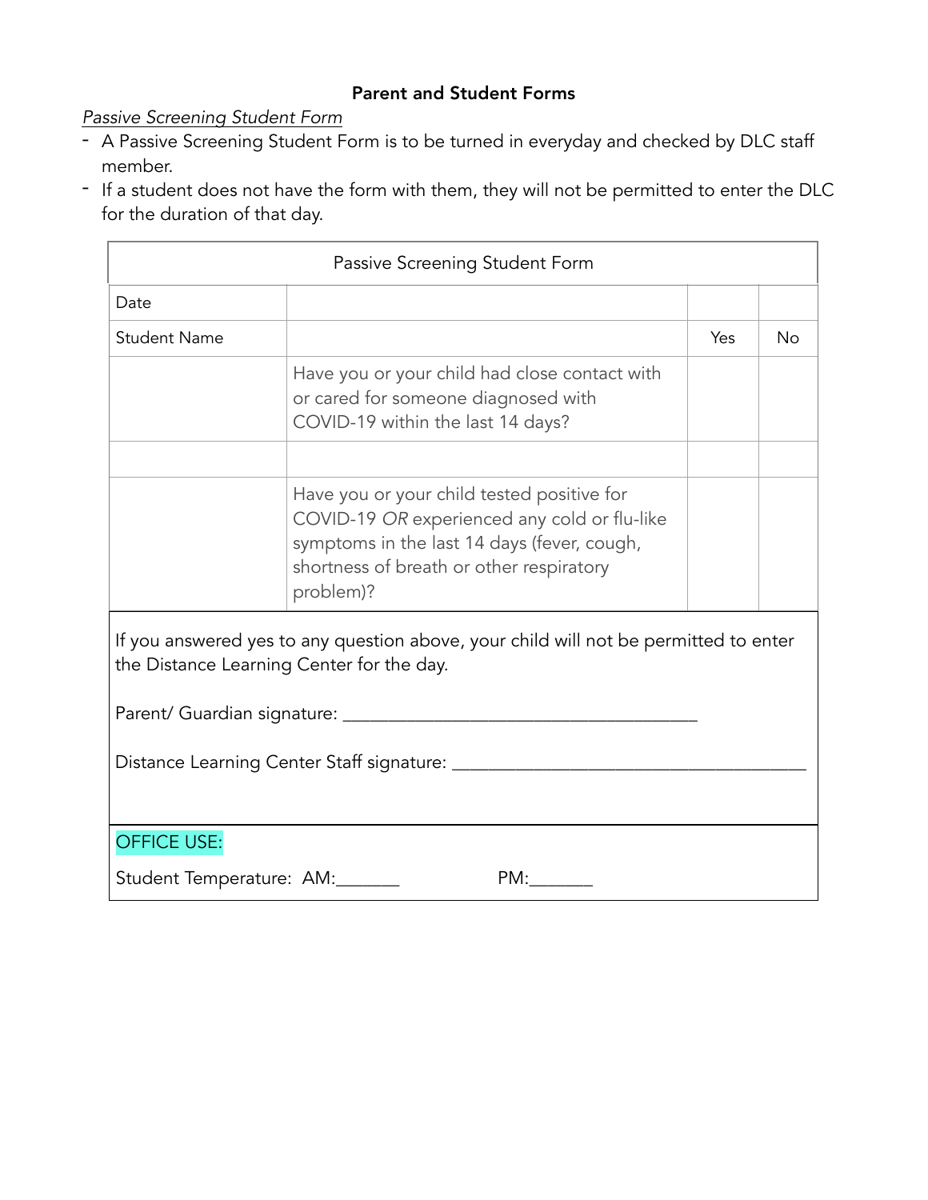**Parent and Student Forms**

_Passive Screening Student Form_

- A Passive Screening Student Form is to be turned in everyday and checked by DLC staff member.
- If a student does not have the form with them, they will not be permitted to enter the DLC for the duration of that day.

| Passive Screening Student Form | | | |
|---|---|---|---|
| Date | | | |
| Student Name | | Yes | No |
| | Have you or your child had close contact with or cared for someone diagnosed with COVID-19 within the last 14 days? | | |
| | | | |
| | Have you or your child tested positive for COVID-19 *OR* experienced any cold or flu-like symptoms in the last 14 days (fever, cough, shortness of breath or other respiratory problem)? | | |

If you answered yes to any question above, your child will not be permitted to enter the Distance Learning Center for the day.

Parent/ Guardian signature: ______________________________________

Distance Learning Center Staff signature: ______________________________________

OFFICE USE:

Student Temperature: AM:_______ PM:_______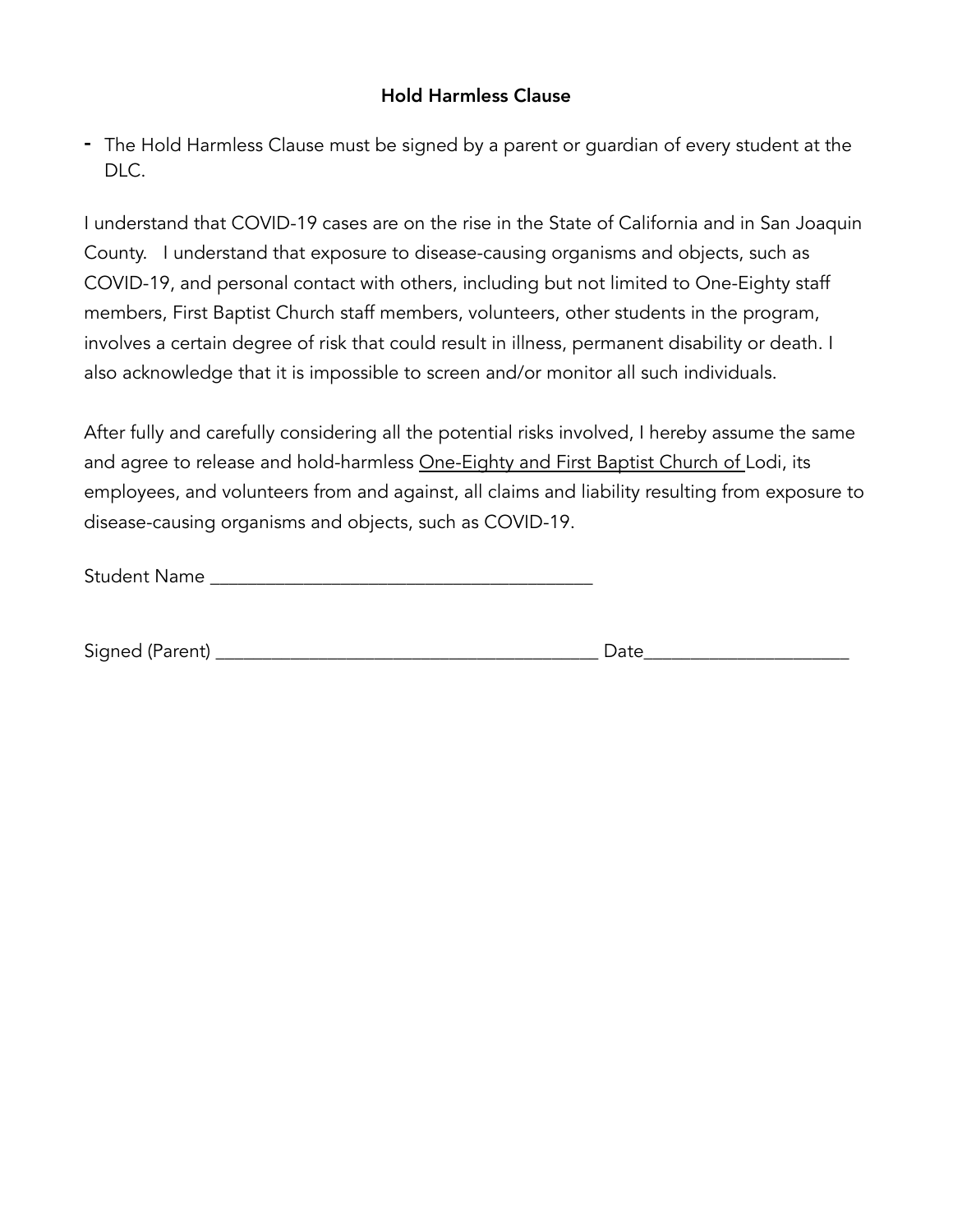## Hold Harmless Clause

- The Hold Harmless Clause must be signed by a parent or guardian of every student at the DLC.

I understand that COVID-19 cases are on the rise in the State of California and in San Joaquin County. I understand that exposure to disease-causing organisms and objects, such as COVID-19, and personal contact with others, including but not limited to One-Eighty staff members, First Baptist Church staff members, volunteers, other students in the program, involves a certain degree of risk that could result in illness, permanent disability or death. I also acknowledge that it is impossible to screen and/or monitor all such individuals.

After fully and carefully considering all the potential risks involved, I hereby assume the same and agree to release and hold-harmless One-Eighty and First Baptist Church of Lodi, its employees, and volunteers from and against, all claims and liability resulting from exposure to disease-causing organisms and objects, such as COVID-19.

Student Name ________________________________________

Signed (Parent) ________________________________________ Date_____________________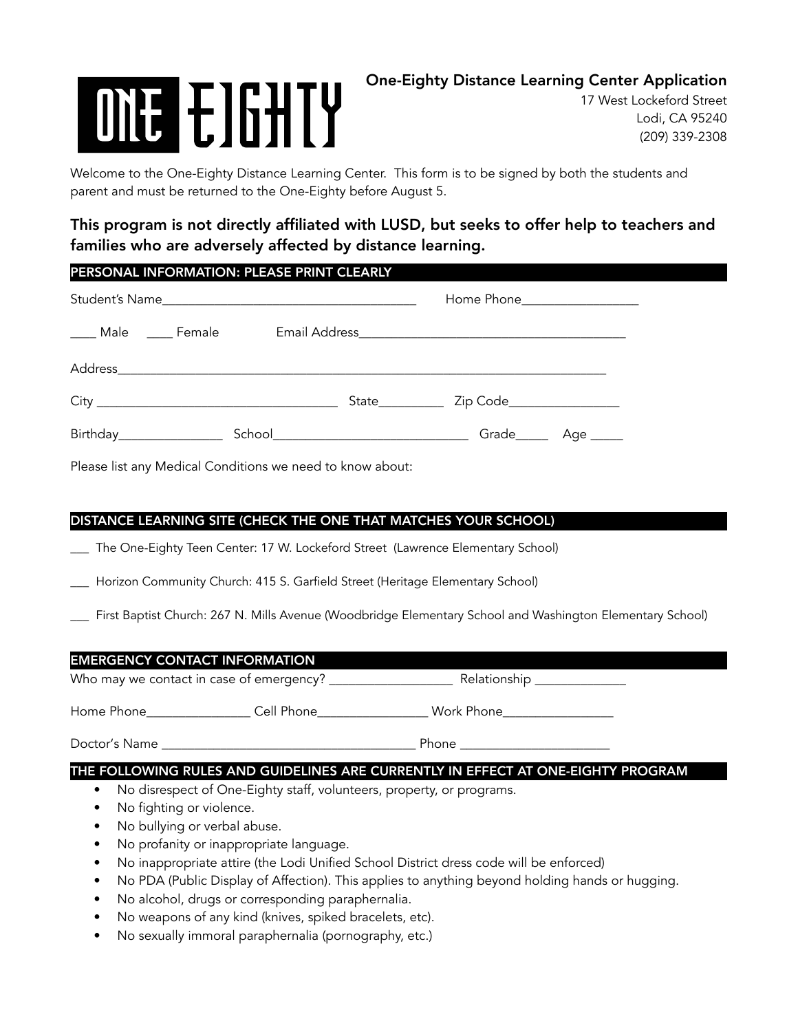ONE EIGHTY

# One-Eighty Distance Learning Center Application

17 West Lockeford Street
Lodi, CA 95240
(209) 339-2308

Welcome to the One-Eighty Distance Learning Center. This form is to be signed by both the students and parent and must be returned to the One-Eighty before August 5.

**This program is not directly affiliated with LUSD, but seeks to offer help to teachers and families who are adversely affected by distance learning.**

## PERSONAL INFORMATION: PLEASE PRINT CLEARLY

Student's Name______________________________________ Home Phone_________________

____ Male ____ Female Email Address________________________________________

Address____________________________________________________________________________

City ___________________________________ State__________ Zip Code_________________

Birthday________________ School_____________________________ Grade_____ Age _____

Please list any Medical Conditions we need to know about:

## DISTANCE LEARNING SITE (CHECK THE ONE THAT MATCHES YOUR SCHOOL)

___ The One-Eighty Teen Center: 17 W. Lockeford Street (Lawrence Elementary School)

___ Horizon Community Church: 415 S. Garfield Street (Heritage Elementary School)

___ First Baptist Church: 267 N. Mills Avenue (Woodbridge Elementary School and Washington Elementary School)

## EMERGENCY CONTACT INFORMATION

Who may we contact in case of emergency? __________________ Relationship ______________

Home Phone________________ Cell Phone_________________ Work Phone_________________

Doctor's Name ______________________________________ Phone _______________________

## THE FOLLOWING RULES AND GUIDELINES ARE CURRENTLY IN EFFECT AT ONE-EIGHTY PROGRAM

- No disrespect of One-Eighty staff, volunteers, property, or programs.
- No fighting or violence.
- No bullying or verbal abuse.
- No profanity or inappropriate language.
- No inappropriate attire (the Lodi Unified School District dress code will be enforced)
- No PDA (Public Display of Affection). This applies to anything beyond holding hands or hugging.
- No alcohol, drugs or corresponding paraphernalia.
- No weapons of any kind (knives, spiked bracelets, etc).
- No sexually immoral paraphernalia (pornography, etc.)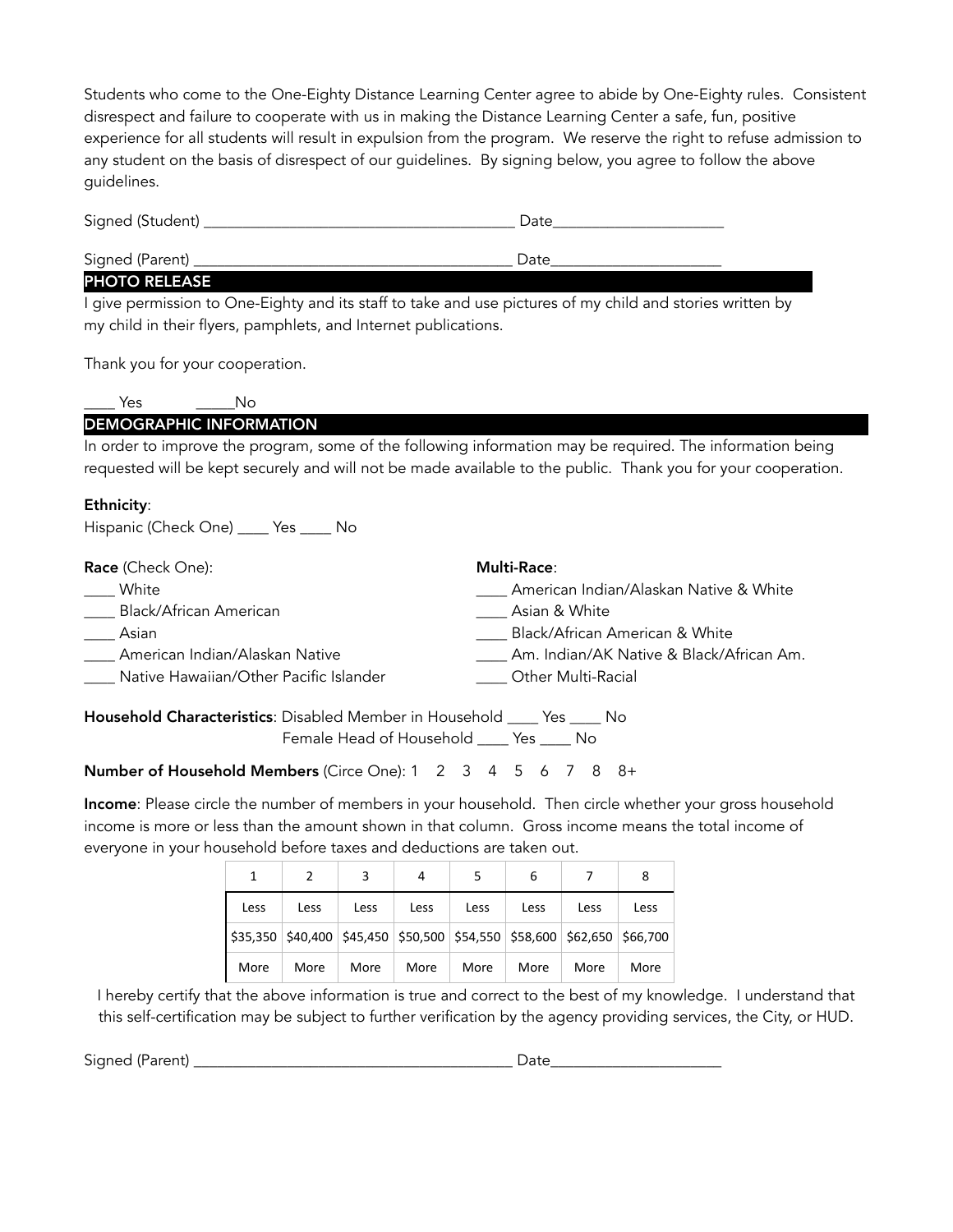Students who come to the One-Eighty Distance Learning Center agree to abide by One-Eighty rules. Consistent disrespect and failure to cooperate with us in making the Distance Learning Center a safe, fun, positive experience for all students will result in expulsion from the program. We reserve the right to refuse admission to any student on the basis of disrespect of our guidelines. By signing below, you agree to follow the above guidelines.

Signed (Student) ______________________________________ Date_____________________

Signed (Parent) _______________________________________ Date_____________________

## PHOTO RELEASE

I give permission to One-Eighty and its staff to take and use pictures of my child and stories written by my child in their flyers, pamphlets, and Internet publications.

Thank you for your cooperation.

____ Yes _____No

## DEMOGRAPHIC INFORMATION

In order to improve the program, some of the following information may be required. The information being requested will be kept securely and will not be made available to the public. Thank you for your cooperation.

**Ethnicity**:

Hispanic (Check One) ____ Yes ____ No

**Race** (Check One):

____ White

____ Black/African American

____ Asian

____ American Indian/Alaskan Native

____ Native Hawaiian/Other Pacific Islander

**Multi-Race**:

____ American Indian/Alaskan Native & White

____ Asian & White

____ Black/African American & White

____ Am. Indian/AK Native & Black/African Am.

____ Other Multi-Racial

**Household Characteristics**: Disabled Member in Household ____ Yes ____ No

Female Head of Household ____ Yes ____ No

**Number of Household Members** (Circe One): 1 2 3 4 5 6 7 8 8+

**Income**: Please circle the number of members in your household. Then circle whether your gross household income is more or less than the amount shown in that column. Gross income means the total income of everyone in your household before taxes and deductions are taken out.

| 1 | 2 | 3 | 4 | 5 | 6 | 7 | 8 |
|---|---|---|---|---|---|---|---|
| Less | Less | Less | Less | Less | Less | Less | Less |
| $35,350 | $40,400 | $45,450 | $50,500 | $54,550 | $58,600 | $62,650 | $66,700 |
| More | More | More | More | More | More | More | More |

I hereby certify that the above information is true and correct to the best of my knowledge. I understand that this self-certification may be subject to further verification by the agency providing services, the City, or HUD.

Signed (Parent) _______________________________________ Date_____________________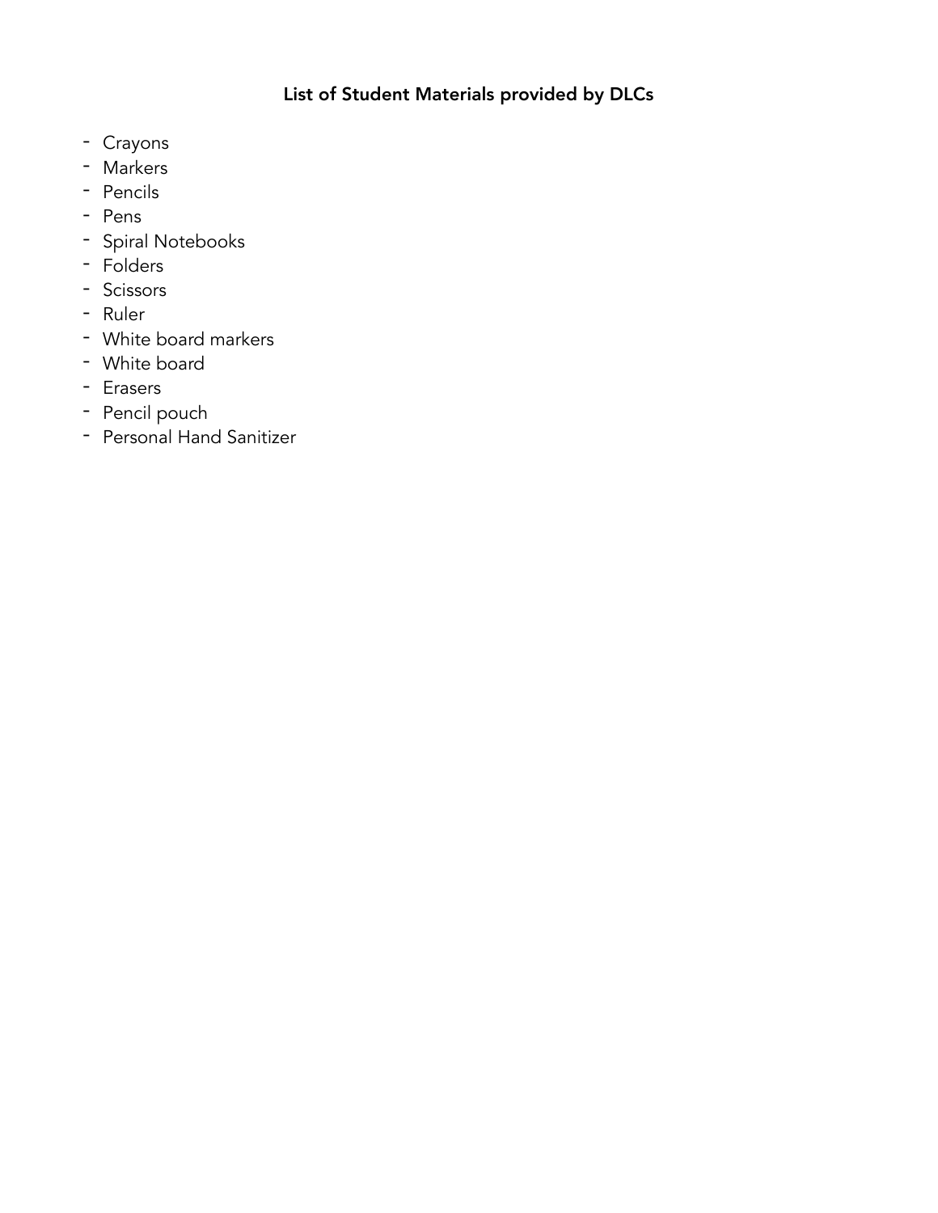**List of Student Materials provided by DLCs**

- Crayons
- Markers
- Pencils
- Pens
- Spiral Notebooks
- Folders
- Scissors
- Ruler
- White board markers
- White board
- Erasers
- Pencil pouch
- Personal Hand Sanitizer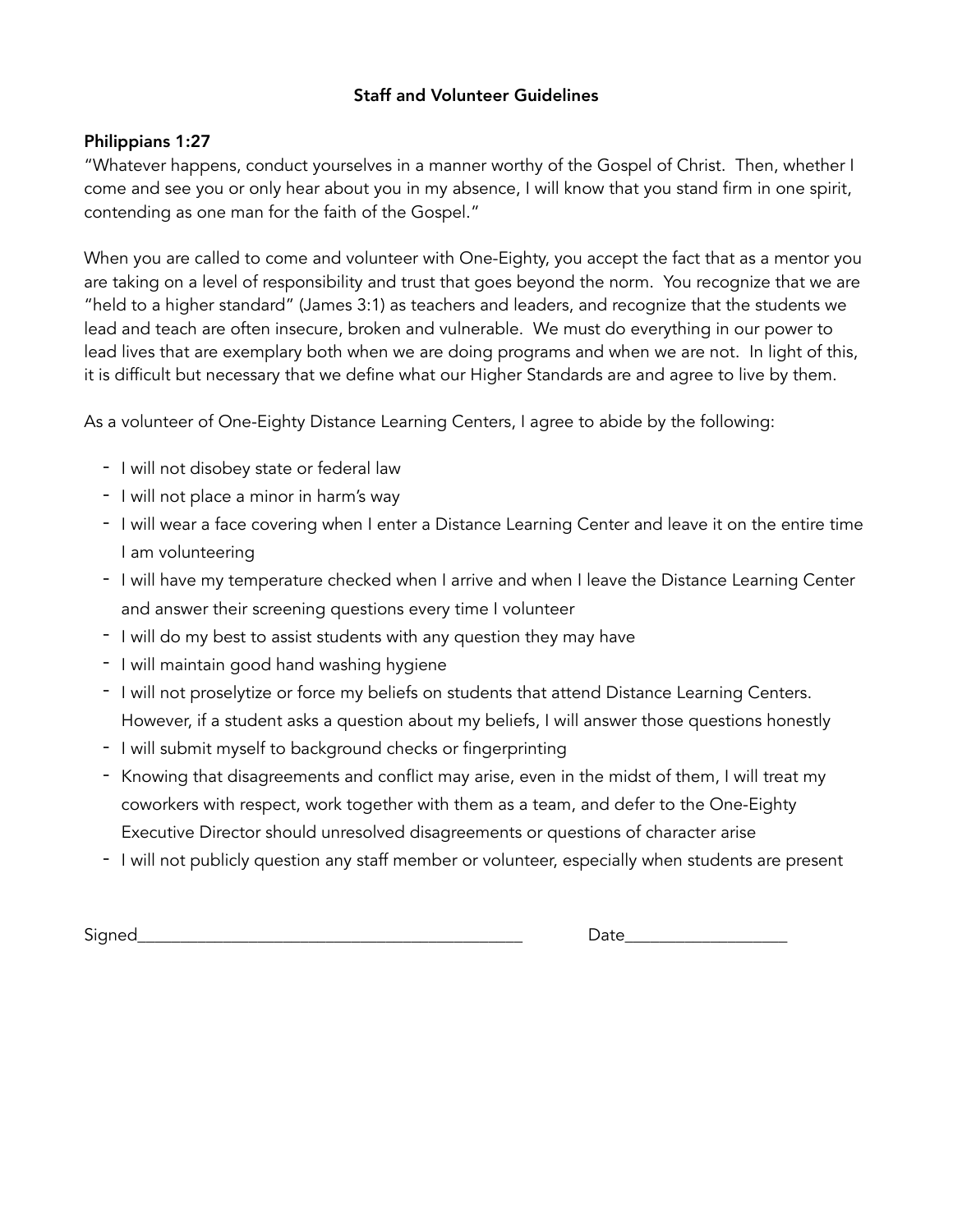**Staff and Volunteer Guidelines**

**Philippians 1:27**

"Whatever happens, conduct yourselves in a manner worthy of the Gospel of Christ. Then, whether I come and see you or only hear about you in my absence, I will know that you stand firm in one spirit, contending as one man for the faith of the Gospel."

When you are called to come and volunteer with One-Eighty, you accept the fact that as a mentor you are taking on a level of responsibility and trust that goes beyond the norm. You recognize that we are "held to a higher standard" (James 3:1) as teachers and leaders, and recognize that the students we lead and teach are often insecure, broken and vulnerable. We must do everything in our power to lead lives that are exemplary both when we are doing programs and when we are not. In light of this, it is difficult but necessary that we define what our Higher Standards are and agree to live by them.

As a volunteer of One-Eighty Distance Learning Centers, I agree to abide by the following:

- I will not disobey state or federal law
- I will not place a minor in harm's way
- I will wear a face covering when I enter a Distance Learning Center and leave it on the entire time I am volunteering
- I will have my temperature checked when I arrive and when I leave the Distance Learning Center and answer their screening questions every time I volunteer
- I will do my best to assist students with any question they may have
- I will maintain good hand washing hygiene
- I will not proselytize or force my beliefs on students that attend Distance Learning Centers. However, if a student asks a question about my beliefs, I will answer those questions honestly
- I will submit myself to background checks or fingerprinting
- Knowing that disagreements and conflict may arise, even in the midst of them, I will treat my coworkers with respect, work together with them as a team, and defer to the One-Eighty Executive Director should unresolved disagreements or questions of character arise
- I will not publicly question any staff member or volunteer, especially when students are present

Signed_____________________________________________ Date__________________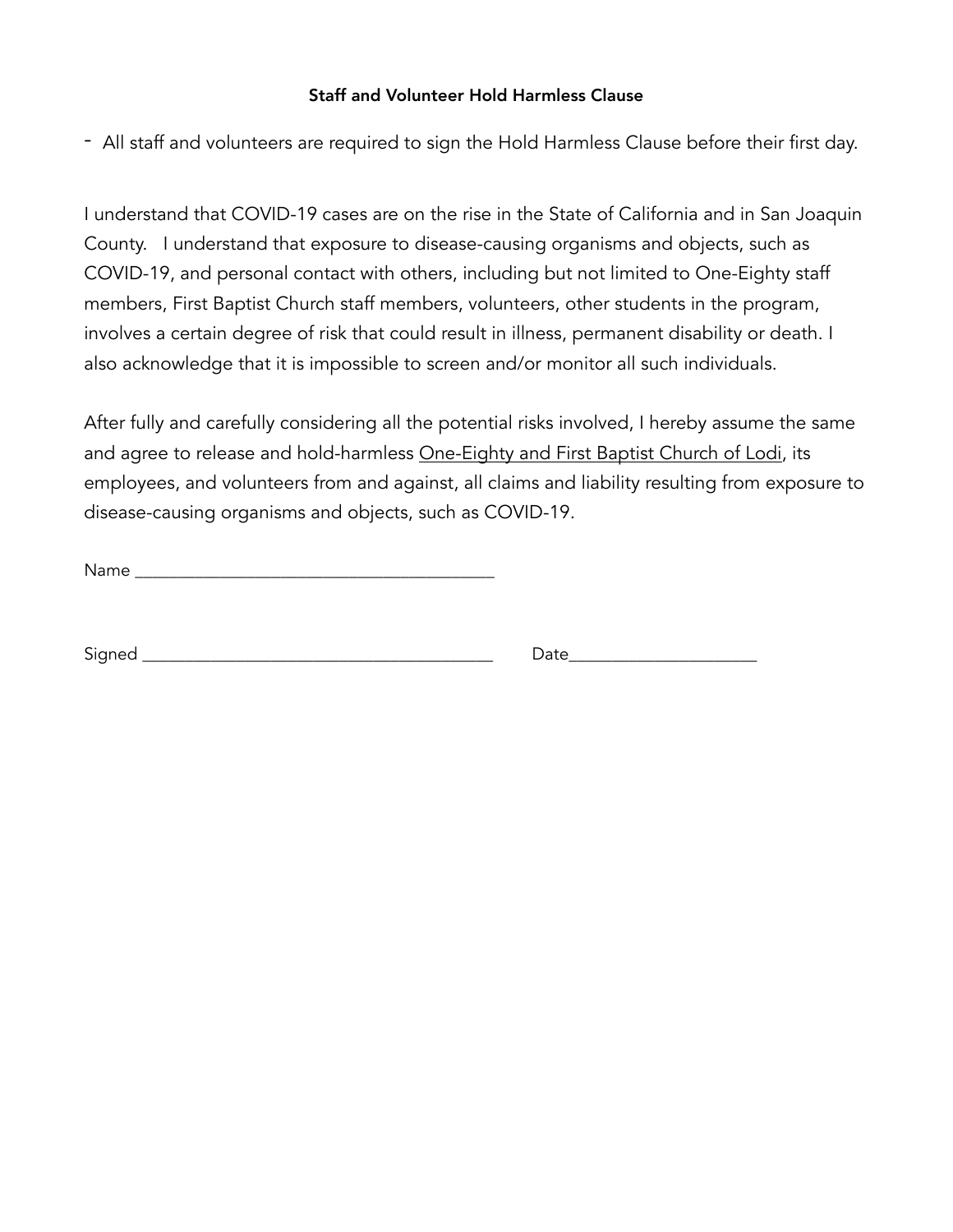**Staff and Volunteer Hold Harmless Clause**

- All staff and volunteers are required to sign the Hold Harmless Clause before their first day.

I understand that COVID-19 cases are on the rise in the State of California and in San Joaquin County. I understand that exposure to disease-causing organisms and objects, such as COVID-19, and personal contact with others, including but not limited to One-Eighty staff members, First Baptist Church staff members, volunteers, other students in the program, involves a certain degree of risk that could result in illness, permanent disability or death. I also acknowledge that it is impossible to screen and/or monitor all such individuals.

After fully and carefully considering all the potential risks involved, I hereby assume the same and agree to release and hold-harmless <u>One-Eighty and First Baptist Church of Lodi</u>, its employees, and volunteers from and against, all claims and liability resulting from exposure to disease-causing organisms and objects, such as COVID-19.

Name ________________________________________

Signed ______________________________________ Date____________________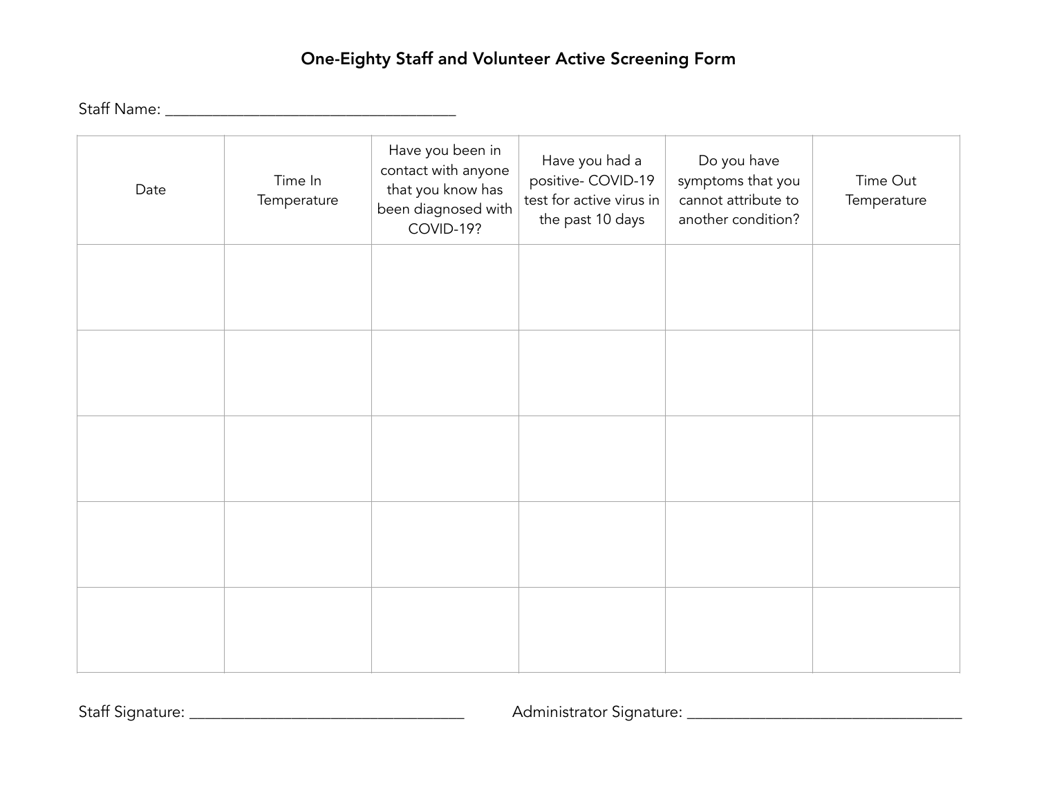# One-Eighty Staff and Volunteer Active Screening Form

Staff Name: ___________________________________

| Date | Time In Temperature | Have you been in contact with anyone that you know has been diagnosed with COVID-19? | Have you had a positive- COVID-19 test for active virus in the past 10 days | Do you have symptoms that you cannot attribute to another condition? | Time Out Temperature |
|---|---|---|---|---|---|
| | | | | | |
| | | | | | |
| | | | | | |
| | | | | | |
| | | | | | |

Staff Signature: _________________________________

Administrator Signature: _________________________________